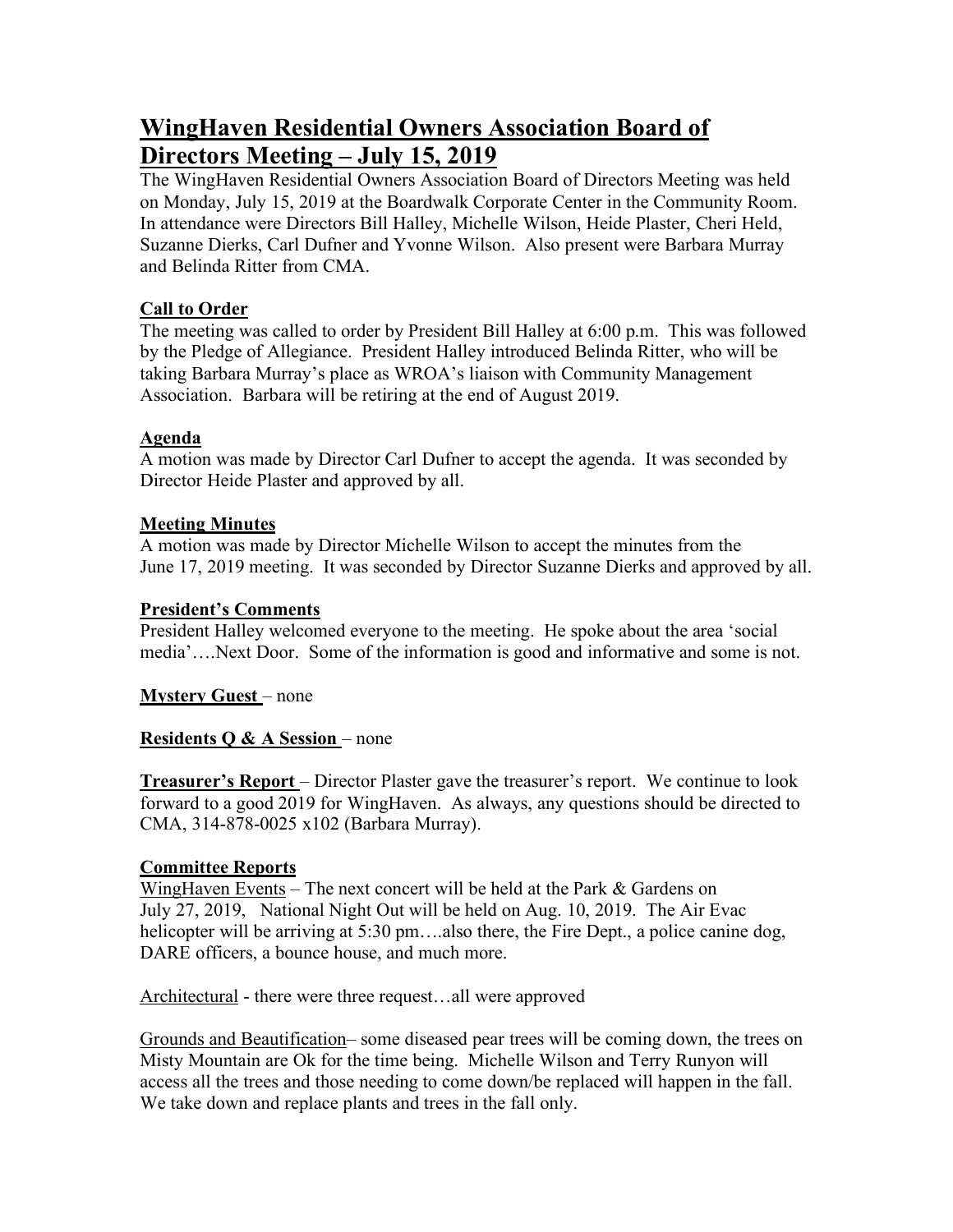# WingHaven Residential Owners Association Board of Directors Meeting – July 15, 2019

The WingHaven Residential Owners Association Board of Directors Meeting was held on Monday, July 15, 2019 at the Boardwalk Corporate Center in the Community Room. In attendance were Directors Bill Halley, Michelle Wilson, Heide Plaster, Cheri Held, Suzanne Dierks, Carl Dufner and Yvonne Wilson. Also present were Barbara Murray and Belinda Ritter from CMA.

**Call to Order**

The meeting was called to order by President Bill Halley at 6:00 p.m. This was followed by the Pledge of Allegiance. President Halley introduced Belinda Ritter, who will be taking Barbara Murray's place as WROA's liaison with Community Management Association. Barbara will be retiring at the end of August 2019.

**Agenda**

A motion was made by Director Carl Dufner to accept the agenda. It was seconded by Director Heide Plaster and approved by all.

**Meeting Minutes**

A motion was made by Director Michelle Wilson to accept the minutes from the June 17, 2019 meeting. It was seconded by Director Suzanne Dierks and approved by all.

**President's Comments**

President Halley welcomed everyone to the meeting. He spoke about the area 'social media'….Next Door. Some of the information is good and informative and some is not.

**Mystery Guest** – none

**Residents Q & A Session** – none

**Treasurer's Report** – Director Plaster gave the treasurer's report. We continue to look forward to a good 2019 for WingHaven. As always, any questions should be directed to CMA, 314-878-0025 x102 (Barbara Murray).

**Committee Reports**

WingHaven Events – The next concert will be held at the Park & Gardens on July 27, 2019, National Night Out will be held on Aug. 10, 2019. The Air Evac helicopter will be arriving at 5:30 pm….also there, the Fire Dept., a police canine dog, DARE officers, a bounce house, and much more.

Architectural - there were three request…all were approved

Grounds and Beautification– some diseased pear trees will be coming down, the trees on Misty Mountain are Ok for the time being. Michelle Wilson and Terry Runyon will access all the trees and those needing to come down/be replaced will happen in the fall. We take down and replace plants and trees in the fall only.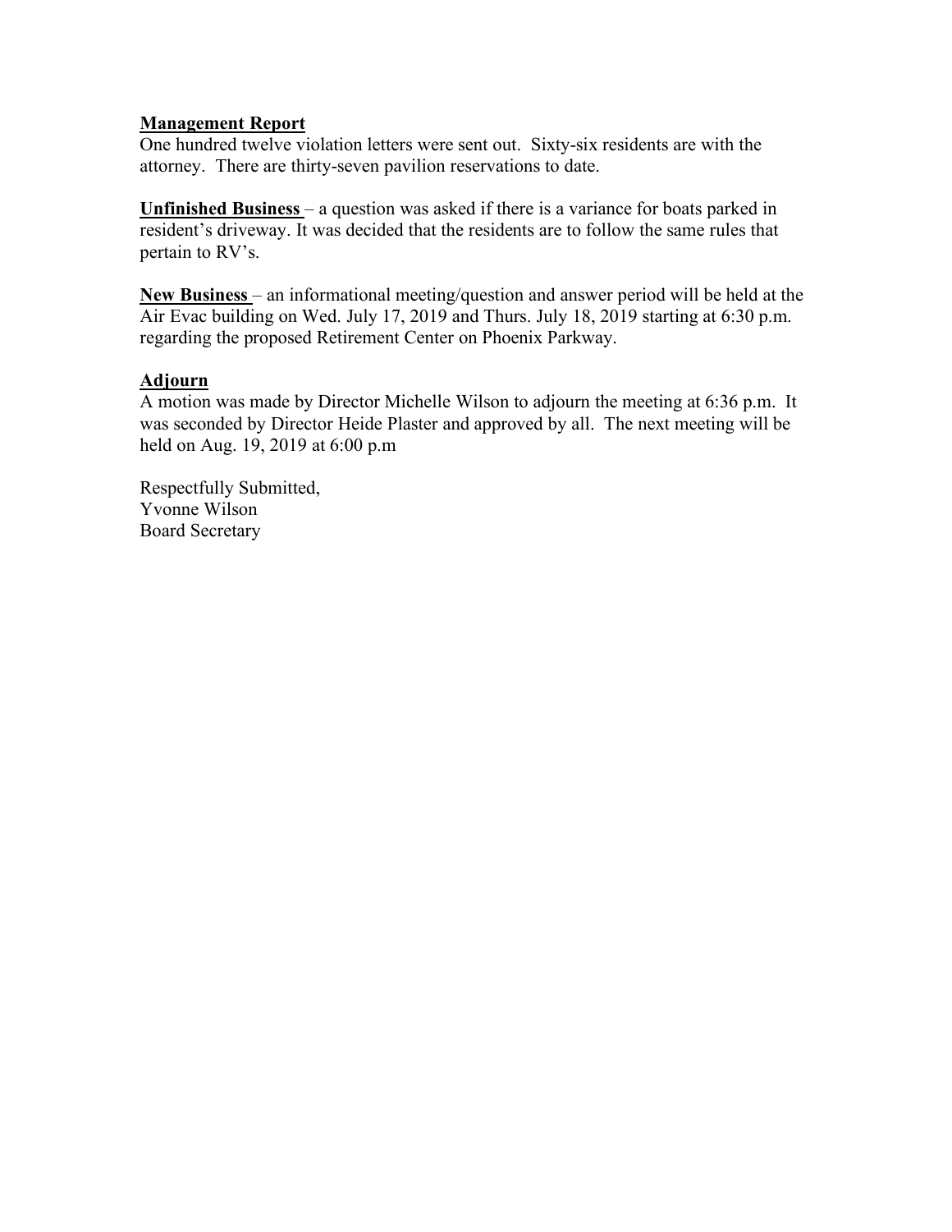**Management Report**
One hundred twelve violation letters were sent out. Sixty-six residents are with the attorney. There are thirty-seven pavilion reservations to date.

**Unfinished Business** – a question was asked if there is a variance for boats parked in resident's driveway. It was decided that the residents are to follow the same rules that pertain to RV's.

**New Business** – an informational meeting/question and answer period will be held at the Air Evac building on Wed. July 17, 2019 and Thurs. July 18, 2019 starting at 6:30 p.m. regarding the proposed Retirement Center on Phoenix Parkway.

**Adjourn**
A motion was made by Director Michelle Wilson to adjourn the meeting at 6:36 p.m. It was seconded by Director Heide Plaster and approved by all. The next meeting will be held on Aug. 19, 2019 at 6:00 p.m

Respectfully Submitted,
Yvonne Wilson
Board Secretary